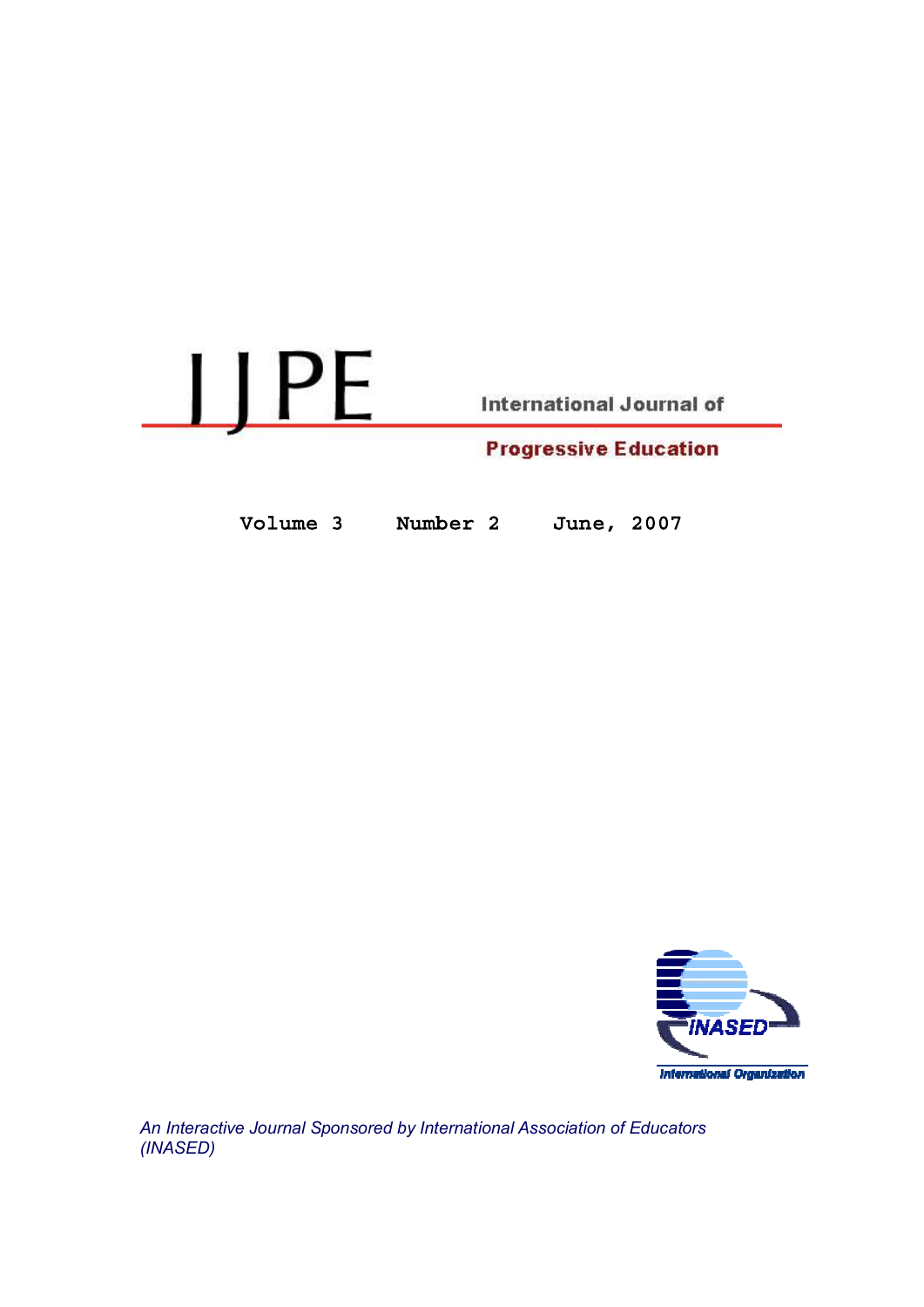# IJPE

International Journal of

Progressive Education

**Volume 3 Number 2 June, 2007**

INASED

International Organization

*An Interactive Journal Sponsored by International Association of Educators (INASED)*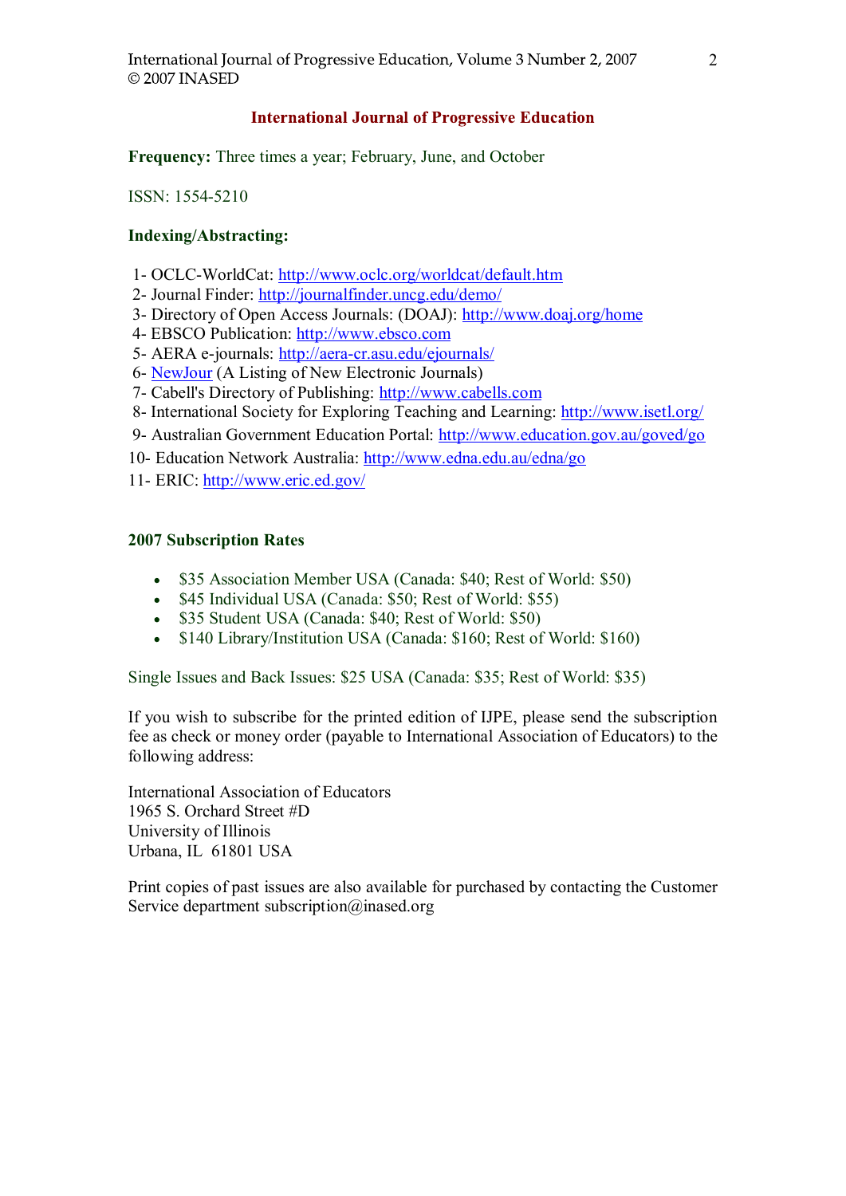## International Journal of Progressive Education

**Frequency:** Three times a year; February, June, and October

ISSN: 1554-5210

**Indexing/Abstracting:**

1- OCLC-WorldCat: http://www.oclc.org/worldcat/default.htm
2- Journal Finder: http://journalfinder.uncg.edu/demo/
3- Directory of Open Access Journals: (DOAJ): http://www.doaj.org/home
4- EBSCO Publication: http://www.ebsco.com
5- AERA e-journals: http://aera-cr.asu.edu/ejournals/
6- NewJour (A Listing of New Electronic Journals)
7- Cabell's Directory of Publishing: http://www.cabells.com
8- International Society for Exploring Teaching and Learning: http://www.isetl.org/
9- Australian Government Education Portal: http://www.education.gov.au/goved/go
10- Education Network Australia: http://www.edna.edu.au/edna/go
11- ERIC: http://www.eric.ed.gov/

**2007 Subscription Rates**

- $35 Association Member USA (Canada: $40; Rest of World: $50)
- $45 Individual USA (Canada: $50; Rest of World: $55)
- $35 Student USA (Canada: $40; Rest of World: $50)
- $140 Library/Institution USA (Canada: $160; Rest of World: $160)

Single Issues and Back Issues: $25 USA (Canada: $35; Rest of World: $35)

If you wish to subscribe for the printed edition of IJPE, please send the subscription fee as check or money order (payable to International Association of Educators) to the following address:

International Association of Educators
1965 S. Orchard Street #D
University of Illinois
Urbana, IL 61801 USA

Print copies of past issues are also available for purchased by contacting the Customer Service department subscription@inased.org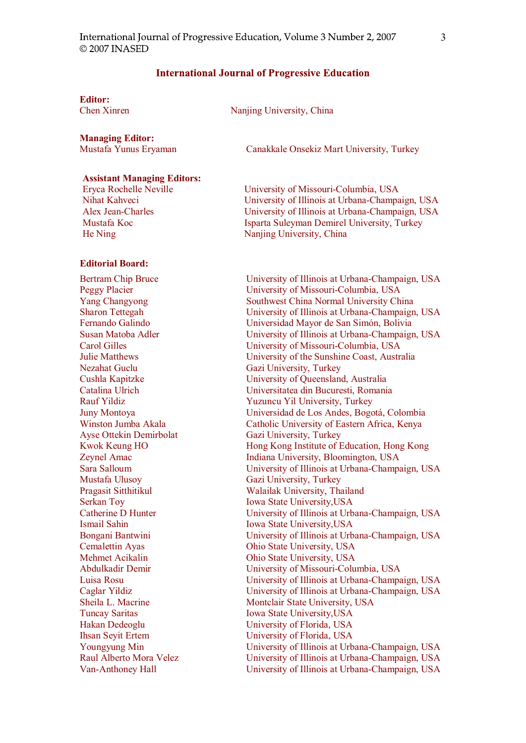# International Journal of Progressive Education

**Editor:**

Chen Xinren — Nanjing University, China

**Managing Editor:**

Mustafa Yunus Eryaman — Canakkale Onsekiz Mart University, Turkey

**Assistant Managing Editors:**

| | |
|---|---|
| Eryca Rochelle Neville | University of Missouri-Columbia, USA |
| Nihat Kahveci | University of Illinois at Urbana-Champaign, USA |
| Alex Jean-Charles | University of Illinois at Urbana-Champaign, USA |
| Mustafa Koc | Isparta Suleyman Demirel University, Turkey |
| He Ning | Nanjing University, China |

**Editorial Board:**

| | |
|---|---|
| Bertram Chip Bruce | University of Illinois at Urbana-Champaign, USA |
| Peggy Placier | University of Missouri-Columbia, USA |
| Yang Changyong | Southwest China Normal University China |
| Sharon Tettegah | University of Illinois at Urbana-Champaign, USA |
| Fernando Galindo | Universidad Mayor de San Simón, Bolivia |
| Susan Matoba Adler | University of Illinois at Urbana-Champaign, USA |
| Carol Gilles | University of Missouri-Columbia, USA |
| Julie Matthews | University of the Sunshine Coast, Australia |
| Nezahat Guclu | Gazi University, Turkey |
| Cushla Kapitzke | University of Queensland, Australia |
| Catalina Ulrich | Universitatea din Bucuresti, Romania |
| Rauf Yildiz | Yuzuncu Yil University, Turkey |
| Juny Montoya | Universidad de Los Andes, Bogotá, Colombia |
| Winston Jumba Akala | Catholic University of Eastern Africa, Kenya |
| Ayse Ottekin Demirbolat | Gazi University, Turkey |
| Kwok Keung HO | Hong Kong Institute of Education, Hong Kong |
| Zeynel Amac | Indiana University, Bloomington, USA |
| Sara Salloum | University of Illinois at Urbana-Champaign, USA |
| Mustafa Ulusoy | Gazi University, Turkey |
| Pragasit Sitthitikul | Walailak University, Thailand |
| Serkan Toy | Iowa State University,USA |
| Catherine D Hunter | University of Illinois at Urbana-Champaign, USA |
| Ismail Sahin | Iowa State University,USA |
| Bongani Bantwini | University of Illinois at Urbana-Champaign, USA |
| Cemalettin Ayas | Ohio State University, USA |
| Mehmet Acikalin | Ohio State University, USA |
| Abdulkadir Demir | University of Missouri-Columbia, USA |
| Luisa Rosu | University of Illinois at Urbana-Champaign, USA |
| Caglar Yildiz | University of Illinois at Urbana-Champaign, USA |
| Sheila L. Macrine | Montclair State University, USA |
| Tuncay Saritas | Iowa State University,USA |
| Hakan Dedeoglu | University of Florida, USA |
| Ihsan Seyit Ertem | University of Florida, USA |
| Youngyung Min | University of Illinois at Urbana-Champaign, USA |
| Raul Alberto Mora Velez | University of Illinois at Urbana-Champaign, USA |
| Van-Anthoney Hall | University of Illinois at Urbana-Champaign, USA |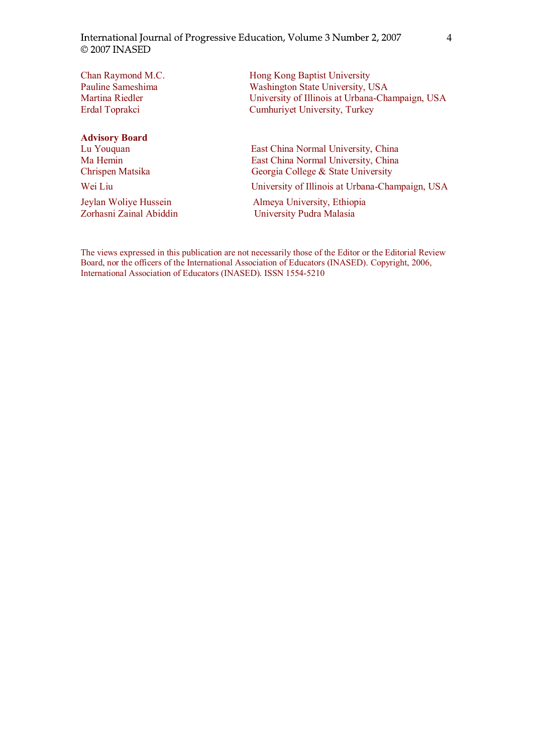| | |
|---|---|
| Chan Raymond M.C. | Hong Kong Baptist University |
| Pauline Sameshima | Washington State University, USA |
| Martina Riedler | University of Illinois at Urbana-Champaign, USA |
| Erdal Toprakci | Cumhuriyet University, Turkey |

**Advisory Board**

| | |
|---|---|
| Lu Youquan | East China Normal University, China |
| Ma Hemin | East China Normal University, China |
| Chrispen Matsika | Georgia College & State University |
| Wei Liu | University of Illinois at Urbana-Champaign, USA |
| Jeylan Woliye Hussein | Almeya University, Ethiopia |
| Zorhasni Zainal Abiddin | University Pudra Malasia |

The views expressed in this publication are not necessarily those of the Editor or the Editorial Review Board, nor the officers of the International Association of Educators (INASED). Copyright, 2006, International Association of Educators (INASED). ISSN 1554-5210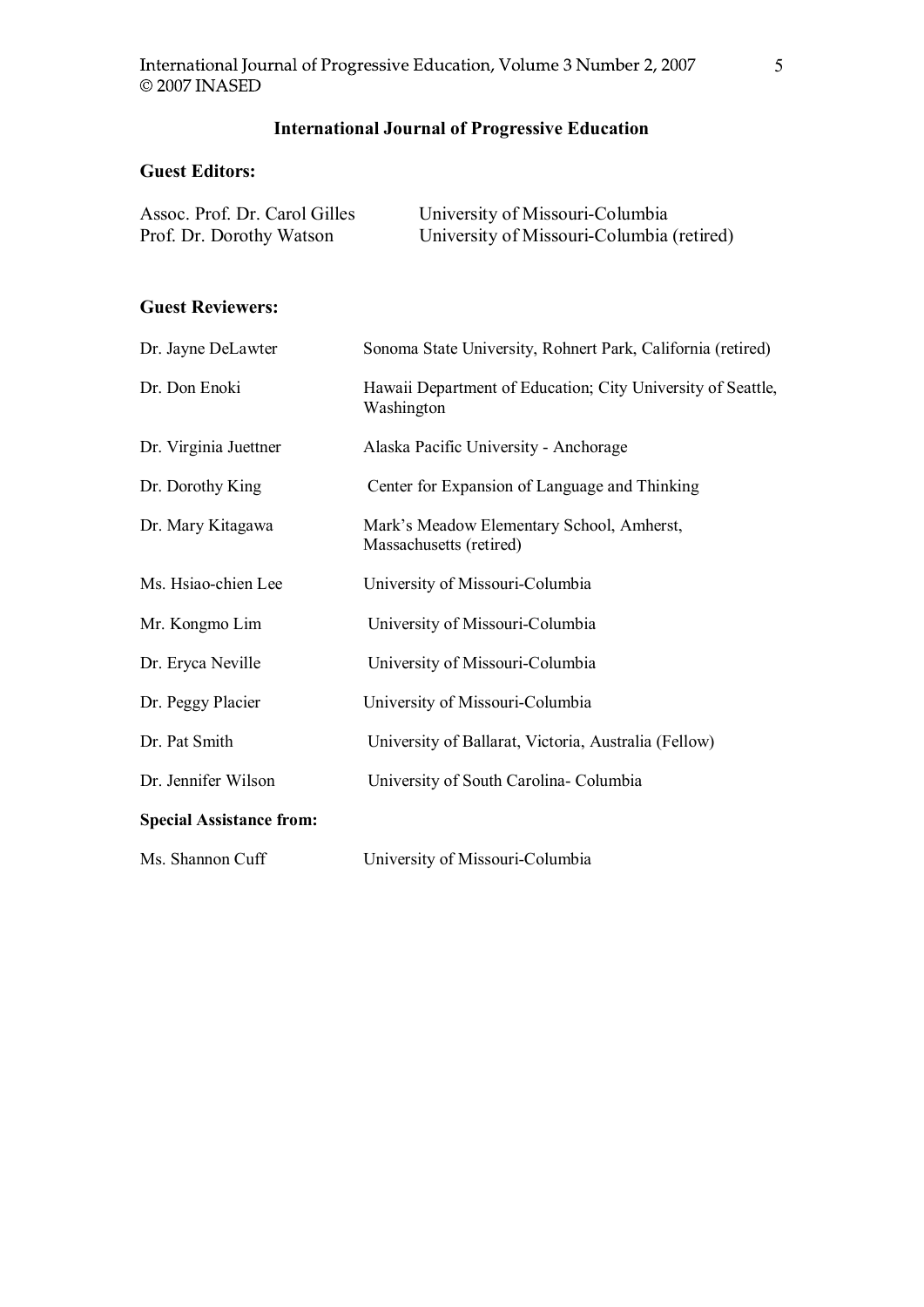## International Journal of Progressive Education

### Guest Editors:

| | |
|---|---|
| Assoc. Prof. Dr. Carol Gilles | University of Missouri-Columbia |
| Prof. Dr. Dorothy Watson | University of Missouri-Columbia (retired) |

### Guest Reviewers:

| | |
|---|---|
| Dr. Jayne DeLawter | Sonoma State University, Rohnert Park, California (retired) |
| Dr. Don Enoki | Hawaii Department of Education; City University of Seattle, Washington |
| Dr. Virginia Juettner | Alaska Pacific University - Anchorage |
| Dr. Dorothy King | Center for Expansion of Language and Thinking |
| Dr. Mary Kitagawa | Mark's Meadow Elementary School, Amherst, Massachusetts (retired) |
| Ms. Hsiao-chien Lee | University of Missouri-Columbia |
| Mr. Kongmo Lim | University of Missouri-Columbia |
| Dr. Eryca Neville | University of Missouri-Columbia |
| Dr. Peggy Placier | University of Missouri-Columbia |
| Dr. Pat Smith | University of Ballarat, Victoria, Australia (Fellow) |
| Dr. Jennifer Wilson | University of South Carolina- Columbia |

### Special Assistance from:

| | |
|---|---|
| Ms. Shannon Cuff | University of Missouri-Columbia |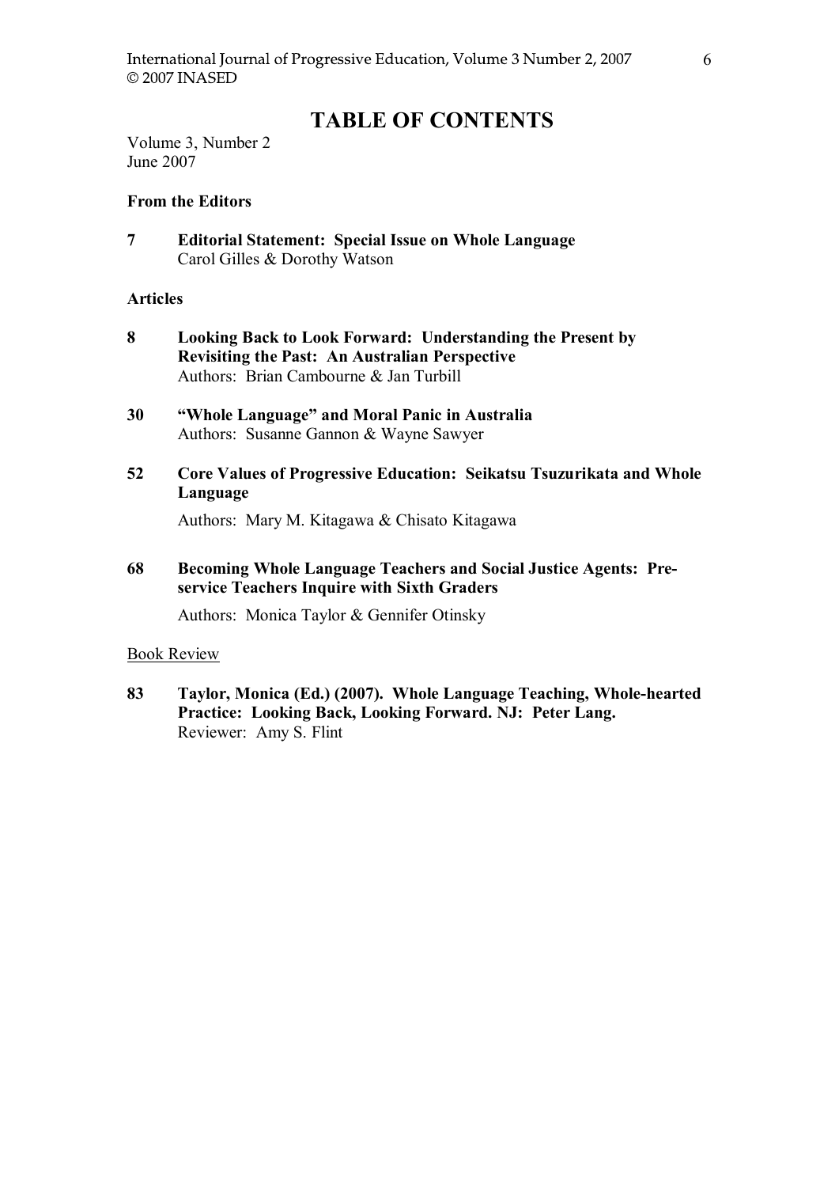# TABLE OF CONTENTS

Volume 3, Number 2
June 2007

**From the Editors**

**7 Editorial Statement: Special Issue on Whole Language**
Carol Gilles & Dorothy Watson

**Articles**

**8 Looking Back to Look Forward: Understanding the Present by Revisiting the Past: An Australian Perspective**
Authors: Brian Cambourne & Jan Turbill

**30 "Whole Language" and Moral Panic in Australia**
Authors: Susanne Gannon & Wayne Sawyer

**52 Core Values of Progressive Education: Seikatsu Tsuzurikata and Whole Language**
Authors: Mary M. Kitagawa & Chisato Kitagawa

**68 Becoming Whole Language Teachers and Social Justice Agents: Pre-service Teachers Inquire with Sixth Graders**
Authors: Monica Taylor & Gennifer Otinsky

<u>Book Review</u>

**83 Taylor, Monica (Ed.) (2007). Whole Language Teaching, Whole-hearted Practice: Looking Back, Looking Forward. NJ: Peter Lang.**
Reviewer: Amy S. Flint